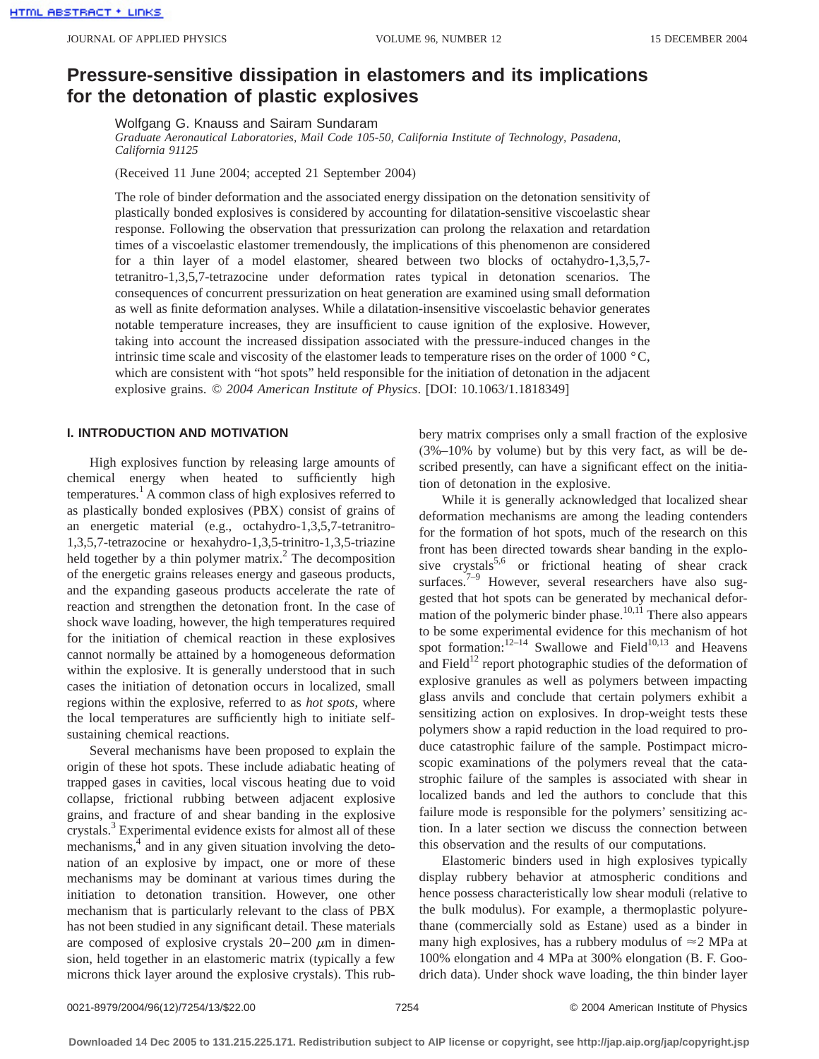# Pressure-sensitive dissipation in elastomers and its implications for the detonation of plastic explosives

Wolfgang G. Knauss and Sairam Sundaram

*Graduate Aeronautical Laboratories, Mail Code 105-50, California Institute of Technology, Pasadena, California 91125*

(Received 11 June 2004; accepted 21 September 2004)

The role of binder deformation and the associated energy dissipation on the detonation sensitivity of plastically bonded explosives is considered by accounting for dilatation-sensitive viscoelastic shear response. Following the observation that pressurization can prolong the relaxation and retardation times of a viscoelastic elastomer tremendously, the implications of this phenomenon are considered for a thin layer of a model elastomer, sheared between two blocks of octahydro-1,3,5,7-tetranitro-1,3,5,7-tetrazocine under deformation rates typical in detonation scenarios. The consequences of concurrent pressurization on heat generation are examined using small deformation as well as finite deformation analyses. While a dilatation-insensitive viscoelastic behavior generates notable temperature increases, they are insufficient to cause ignition of the explosive. However, taking into account the increased dissipation associated with the pressure-induced changes in the intrinsic time scale and viscosity of the elastomer leads to temperature rises on the order of 1000 °C, which are consistent with "hot spots" held responsible for the initiation of detonation in the adjacent explosive grains. © *2004 American Institute of Physics*. [DOI: 10.1063/1.1818349]

## I. INTRODUCTION AND MOTIVATION

High explosives function by releasing large amounts of chemical energy when heated to sufficiently high temperatures.[1] A common class of high explosives referred to as plastically bonded explosives (PBX) consist of grains of an energetic material (e.g., octahydro-1,3,5,7-tetranitro-1,3,5,7-tetrazocine or hexahydro-1,3,5-trinitro-1,3,5-triazine held together by a thin polymer matrix.[2] The decomposition of the energetic grains releases energy and gaseous products, and the expanding gaseous products accelerate the rate of reaction and strengthen the detonation front. In the case of shock wave loading, however, the high temperatures required for the initiation of chemical reaction in these explosives cannot normally be attained by a homogeneous deformation within the explosive. It is generally understood that in such cases the initiation of detonation occurs in localized, small regions within the explosive, referred to as *hot spots*, where the local temperatures are sufficiently high to initiate self-sustaining chemical reactions.

Several mechanisms have been proposed to explain the origin of these hot spots. These include adiabatic heating of trapped gases in cavities, local viscous heating due to void collapse, frictional rubbing between adjacent explosive grains, and fracture of and shear banding in the explosive crystals.[3] Experimental evidence exists for almost all of these mechanisms,[4] and in any given situation involving the detonation of an explosive by impact, one or more of these mechanisms may be dominant at various times during the initiation to detonation transition. However, one other mechanism that is particularly relevant to the class of PBX has not been studied in any significant detail. These materials are composed of explosive crystals 20–200 $\mu$m in dimension, held together in an elastomeric matrix (typically a few microns thick layer around the explosive crystals). This rubbery matrix comprises only a small fraction of the explosive (3%–10% by volume) but by this very fact, as will be described presently, can have a significant effect on the initiation of detonation in the explosive.

While it is generally acknowledged that localized shear deformation mechanisms are among the leading contenders for the formation of hot spots, much of the research on this front has been directed towards shear banding in the explosive crystals[5,6] or frictional heating of shear crack surfaces.[7–9] However, several researchers have also suggested that hot spots can be generated by mechanical deformation of the polymeric binder phase.[10,11] There also appears to be some experimental evidence for this mechanism of hot spot formation:[12–14] Swallowe and Field[10,13] and Heavens and Field[12] report photographic studies of the deformation of explosive granules as well as polymers between impacting glass anvils and conclude that certain polymers exhibit a sensitizing action on explosives. In drop-weight tests these polymers show a rapid reduction in the load required to produce catastrophic failure of the sample. Postimpact microscopic examinations of the polymers reveal that the catastrophic failure of the samples is associated with shear in localized bands and led the authors to conclude that this failure mode is responsible for the polymers' sensitizing action. In a later section we discuss the connection between this observation and the results of our computations.

Elastomeric binders used in high explosives typically display rubbery behavior at atmospheric conditions and hence possess characteristically low shear moduli (relative to the bulk modulus). For example, a thermoplastic polyurethane (commercially sold as Estane) used as a binder in many high explosives, has a rubbery modulus of ≈2 MPa at 100% elongation and 4 MPa at 300% elongation (B. F. Goodrich data). Under shock wave loading, the thin binder layer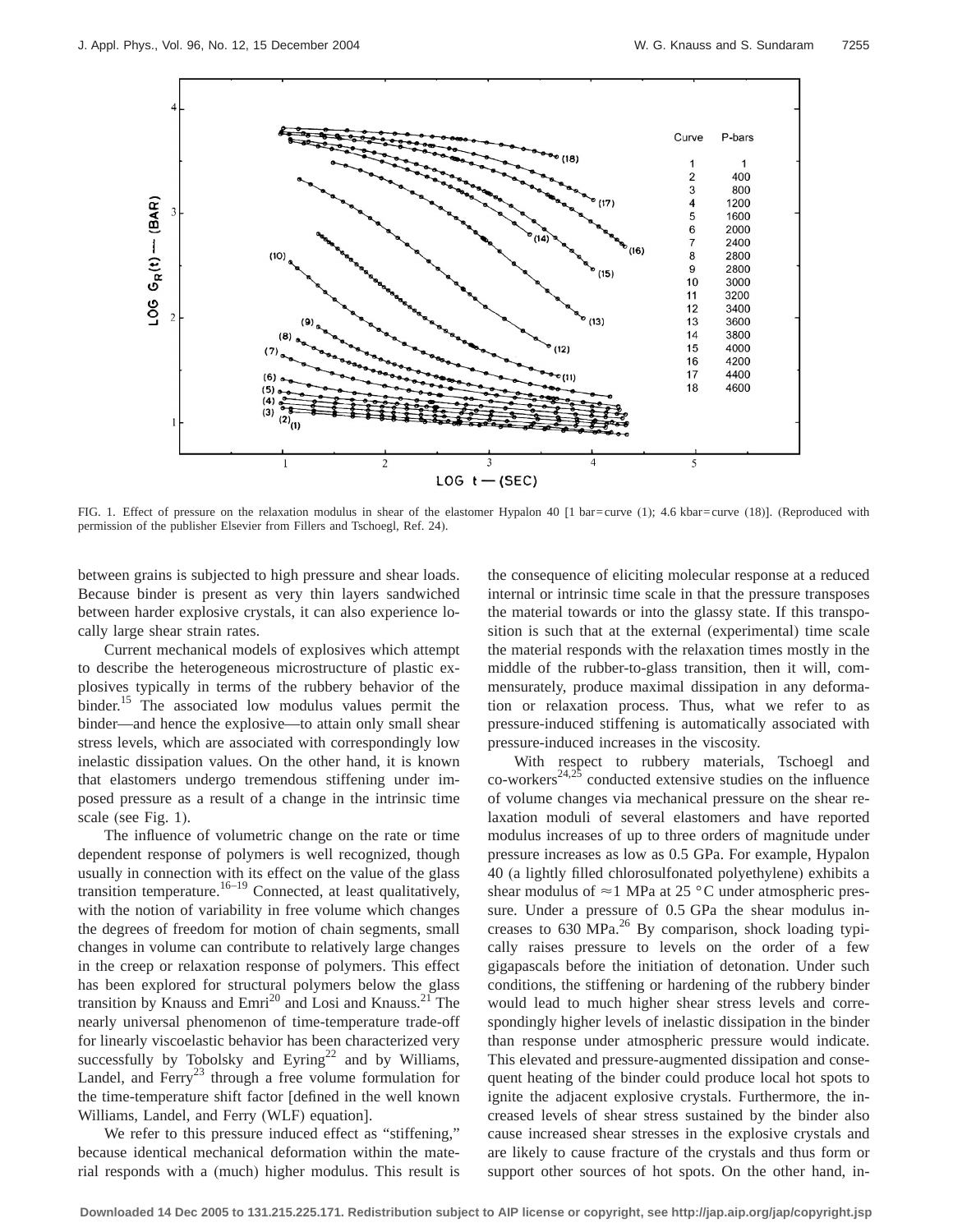FIG. 1. Effect of pressure on the relaxation modulus in shear of the elastomer Hypalon 40 [1 bar=curve (1); 4.6 kbar=curve (18)]. (Reproduced with permission of the publisher Elsevier from Fillers and Tschoegl, Ref. 24).

between grains is subjected to high pressure and shear loads. Because binder is present as very thin layers sandwiched between harder explosive crystals, it can also experience locally large shear strain rates.

Current mechanical models of explosives which attempt to describe the heterogeneous microstructure of plastic explosives typically in terms of the rubbery behavior of the binder.[15] The associated low modulus values permit the binder—and hence the explosive—to attain only small shear stress levels, which are associated with correspondingly low inelastic dissipation values. On the other hand, it is known that elastomers undergo tremendous stiffening under imposed pressure as a result of a change in the intrinsic time scale (see Fig. 1).

The influence of volumetric change on the rate or time dependent response of polymers is well recognized, though usually in connection with its effect on the value of the glass transition temperature.[16–19] Connected, at least qualitatively, with the notion of variability in free volume which changes the degrees of freedom for motion of chain segments, small changes in volume can contribute to relatively large changes in the creep or relaxation response of polymers. This effect has been explored for structural polymers below the glass transition by Knauss and Emri[20] and Losi and Knauss.[21] The nearly universal phenomenon of time-temperature trade-off for linearly viscoelastic behavior has been characterized very successfully by Tobolsky and Eyring[22] and by Williams, Landel, and Ferry[23] through a free volume formulation for the time-temperature shift factor [defined in the well known Williams, Landel, and Ferry (WLF) equation].

We refer to this pressure induced effect as "stiffening," because identical mechanical deformation within the material responds with a (much) higher modulus. This result is the consequence of eliciting molecular response at a reduced internal or intrinsic time scale in that the pressure transposes the material towards or into the glassy state. If this transposition is such that at the external (experimental) time scale the material responds with the relaxation times mostly in the middle of the rubber-to-glass transition, then it will, commensurately, produce maximal dissipation in any deformation or relaxation process. Thus, what we refer to as pressure-induced stiffening is automatically associated with pressure-induced increases in the viscosity.

With respect to rubbery materials, Tschoegl and co-workers[24,25] conducted extensive studies on the influence of volume changes via mechanical pressure on the shear relaxation moduli of several elastomers and have reported modulus increases of up to three orders of magnitude under pressure increases as low as 0.5 GPa. For example, Hypalon 40 (a lightly filled chlorosulfonated polyethylene) exhibits a shear modulus of $\approx 1$ MPa at 25 °C under atmospheric pressure. Under a pressure of 0.5 GPa the shear modulus increases to 630 MPa.[26] By comparison, shock loading typically raises pressure to levels on the order of a few gigapascals before the initiation of detonation. Under such conditions, the stiffening or hardening of the rubbery binder would lead to much higher shear stress levels and correspondingly higher levels of inelastic dissipation in the binder than response under atmospheric pressure would indicate. This elevated and pressure-augmented dissipation and consequent heating of the binder could produce local hot spots to ignite the adjacent explosive crystals. Furthermore, the increased levels of shear stress sustained by the binder also cause increased shear stresses in the explosive crystals and are likely to cause fracture of the crystals and thus form or support other sources of hot spots. On the other hand, in-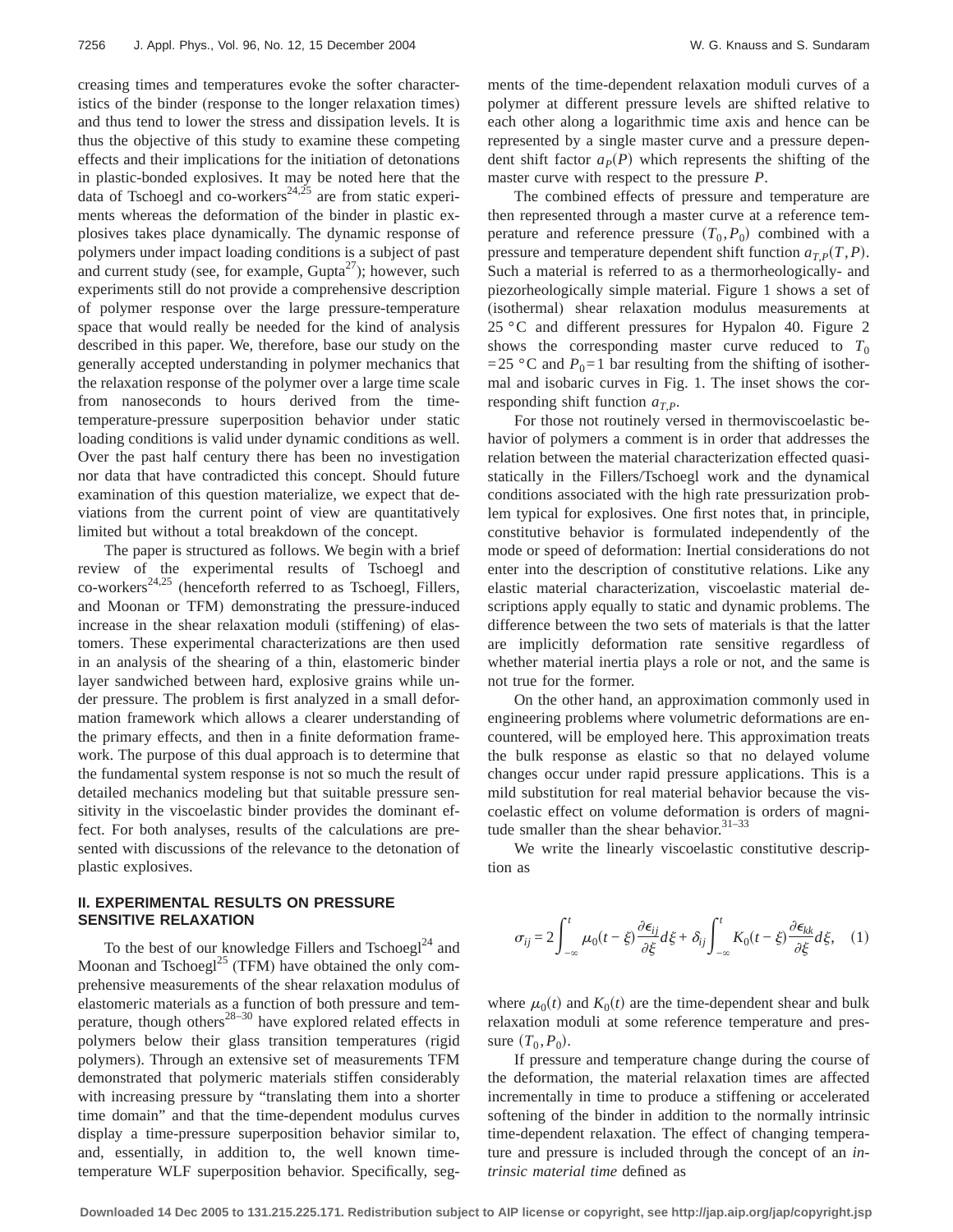creasing times and temperatures evoke the softer characteristics of the binder (response to the longer relaxation times) and thus tend to lower the stress and dissipation levels. It is thus the objective of this study to examine these competing effects and their implications for the initiation of detonations in plastic-bonded explosives. It may be noted here that the data of Tschoegl and co-workers[24,25] are from static experiments whereas the deformation of the binder in plastic explosives takes place dynamically. The dynamic response of polymers under impact loading conditions is a subject of past and current study (see, for example, Gupta[27]); however, such experiments still do not provide a comprehensive description of polymer response over the large pressure-temperature space that would really be needed for the kind of analysis described in this paper. We, therefore, base our study on the generally accepted understanding in polymer mechanics that the relaxation response of the polymer over a large time scale from nanoseconds to hours derived from the time-temperature-pressure superposition behavior under static loading conditions is valid under dynamic conditions as well. Over the past half century there has been no investigation nor data that have contradicted this concept. Should future examination of this question materialize, we expect that deviations from the current point of view are quantitatively limited but without a total breakdown of the concept.

The paper is structured as follows. We begin with a brief review of the experimental results of Tschoegl and co-workers[24,25] (henceforth referred to as Tschoegl, Fillers, and Moonan or TFM) demonstrating the pressure-induced increase in the shear relaxation moduli (stiffening) of elastomers. These experimental characterizations are then used in an analysis of the shearing of a thin, elastomeric binder layer sandwiched between hard, explosive grains while under pressure. The problem is first analyzed in a small deformation framework which allows a clearer understanding of the primary effects, and then in a finite deformation framework. The purpose of this dual approach is to determine that the fundamental system response is not so much the result of detailed mechanics modeling but that suitable pressure sensitivity in the viscoelastic binder provides the dominant effect. For both analyses, results of the calculations are presented with discussions of the relevance to the detonation of plastic explosives.

## II. EXPERIMENTAL RESULTS ON PRESSURE SENSITIVE RELAXATION

To the best of our knowledge Fillers and Tschoegl[24] and Moonan and Tschoegl[25] (TFM) have obtained the only comprehensive measurements of the shear relaxation modulus of elastomeric materials as a function of both pressure and temperature, though others[28–30] have explored related effects in polymers below their glass transition temperatures (rigid polymers). Through an extensive set of measurements TFM demonstrated that polymeric materials stiffen considerably with increasing pressure by "translating them into a shorter time domain" and that the time-dependent modulus curves display a time-pressure superposition behavior similar to, and, essentially, in addition to, the well known time-temperature WLF superposition behavior. Specifically, segments of the time-dependent relaxation moduli curves of a polymer at different pressure levels are shifted relative to each other along a logarithmic time axis and hence can be represented by a single master curve and a pressure dependent shift factor $a_P(P)$ which represents the shifting of the master curve with respect to the pressure $P$.

The combined effects of pressure and temperature are then represented through a master curve at a reference temperature and reference pressure $(T_0,P_0)$ combined with a pressure and temperature dependent shift function $a_{T,P}(T,P)$. Such a material is referred to as a thermorheologically- and piezorheologically simple material. Figure 1 shows a set of (isothermal) shear relaxation modulus measurements at 25 °C and different pressures for Hypalon 40. Figure 2 shows the corresponding master curve reduced to $T_0 = 25$ °C and $P_0 = 1$ bar resulting from the shifting of isothermal and isobaric curves in Fig. 1. The inset shows the corresponding shift function $a_{T,P}$.

For those not routinely versed in thermoviscoelastic behavior of polymers a comment is in order that addresses the relation between the material characterization effected quasistatically in the Fillers/Tschoegl work and the dynamical conditions associated with the high rate pressurization problem typical for explosives. One first notes that, in principle, constitutive behavior is formulated independently of the mode or speed of deformation: Inertial considerations do not enter into the description of constitutive relations. Like any elastic material characterization, viscoelastic material descriptions apply equally to static and dynamic problems. The difference between the two sets of materials is that the latter are implicitly deformation rate sensitive regardless of whether material inertia plays a role or not, and the same is not true for the former.

On the other hand, an approximation commonly used in engineering problems where volumetric deformations are encountered, will be employed here. This approximation treats the bulk response as elastic so that no delayed volume changes occur under rapid pressure applications. This is a mild substitution for real material behavior because the viscoelastic effect on volume deformation is orders of magnitude smaller than the shear behavior.[31–33]

We write the linearly viscoelastic constitutive description as

$$\sigma_{ij} = 2\int_{-\infty}^{t} \mu_0(t-\xi)\frac{\partial \epsilon_{ij}}{\partial \xi}d\xi + \delta_{ij}\int_{-\infty}^{t} K_0(t-\xi)\frac{\partial \epsilon_{kk}}{\partial \xi}d\xi, \quad (1)$$

where $\mu_0(t)$ and $K_0(t)$ are the time-dependent shear and bulk relaxation moduli at some reference temperature and pressure $(T_0,P_0)$.

If pressure and temperature change during the course of the deformation, the material relaxation times are affected incrementally in time to produce a stiffening or accelerated softening of the binder in addition to the normally intrinsic time-dependent relaxation. The effect of changing temperature and pressure is included through the concept of an *intrinsic material time* defined as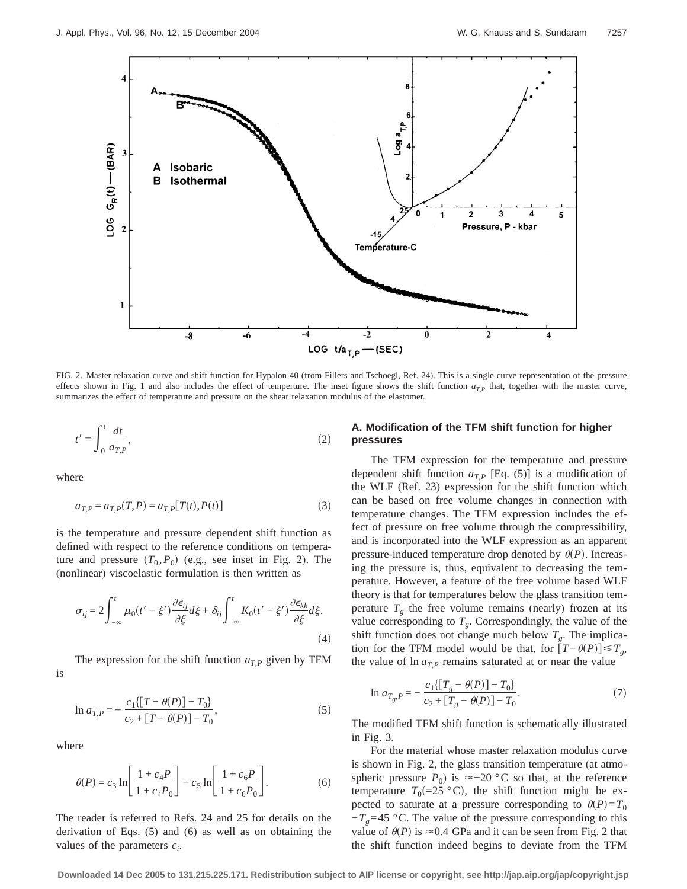FIG. 2. Master relaxation curve and shift function for Hypalon 40 (from Fillers and Tschoegl, Ref. 24). This is a single curve representation of the pressure effects shown in Fig. 1 and also includes the effect of temperture. The inset figure shows the shift function $a_{T,P}$ that, together with the master curve, summarizes the effect of temperature and pressure on the shear relaxation modulus of the elastomer.

$$t' = \int_0^t \frac{dt}{a_{T,P}}, \tag{2}$$

where

$$a_{T,P} = a_{T,P}(T,P) = a_{T,P}[T(t),P(t)] \tag{3}$$

is the temperature and pressure dependent shift function as defined with respect to the reference conditions on temperature and pressure $(T_0,P_0)$ (e.g., see inset in Fig. 2). The (nonlinear) viscoelastic formulation is then written as

$$\sigma_{ij} = 2\int_{-\infty}^{t} \mu_0(t'-\xi')\frac{\partial \epsilon_{ij}}{\partial \xi}d\xi + \delta_{ij}\int_{-\infty}^{t} K_0(t'-\xi')\frac{\partial \epsilon_{kk}}{\partial \xi}d\xi. \tag{4}$$

The expression for the shift function $a_{T,P}$ given by TFM is

$$\ln a_{T,P} = -\frac{c_1\{[T-\theta(P)]-T_0\}}{c_2+[T-\theta(P)]-T_0}, \tag{5}$$

where

$$\theta(P) = c_3 \ln\left[\frac{1+c_4P}{1+c_4P_0}\right] - c_5 \ln\left[\frac{1+c_6P}{1+c_6P_0}\right]. \tag{6}$$

The reader is referred to Refs. 24 and 25 for details on the derivation of Eqs. (5) and (6) as well as on obtaining the values of the parameters $c_i$.

### A. Modification of the TFM shift function for higher pressures

The TFM expression for the temperature and pressure dependent shift function $a_{T,P}$ [Eq. (5)] is a modification of the WLF (Ref. 23) expression for the shift function which can be based on free volume changes in connection with temperature changes. The TFM expression includes the effect of pressure on free volume through the compressibility, and is incorporated into the WLF expression as an apparent pressure-induced temperature drop denoted by $\theta(P)$. Increasing the pressure is, thus, equivalent to decreasing the temperature. However, a feature of the free volume based WLF theory is that for temperatures below the glass transition temperature $T_g$ the free volume remains (nearly) frozen at its value corresponding to $T_g$. Correspondingly, the value of the shift function does not change much below $T_g$. The implication for the TFM model would be that, for $[T-\theta(P)] \leq T_g$, the value of $\ln a_{T,P}$ remains saturated at or near the value

$$\ln a_{T_g,P} = -\frac{c_1\{[T_g-\theta(P)]-T_0\}}{c_2+[T_g-\theta(P)]-T_0}. \tag{7}$$

The modified TFM shift function is schematically illustrated in Fig. 3.

For the material whose master relaxation modulus curve is shown in Fig. 2, the glass transition temperature (at atmospheric pressure $P_0$) is $\approx -20$ °C so that, at the reference temperature $T_0$(=25 °C), the shift function might be expected to saturate at a pressure corresponding to $\theta(P)=T_0-T_g=45$ °C. The value of the pressure corresponding to this value of $\theta(P)$ is $\approx 0.4$ GPa and it can be seen from Fig. 2 that the shift function indeed begins to deviate from the TFM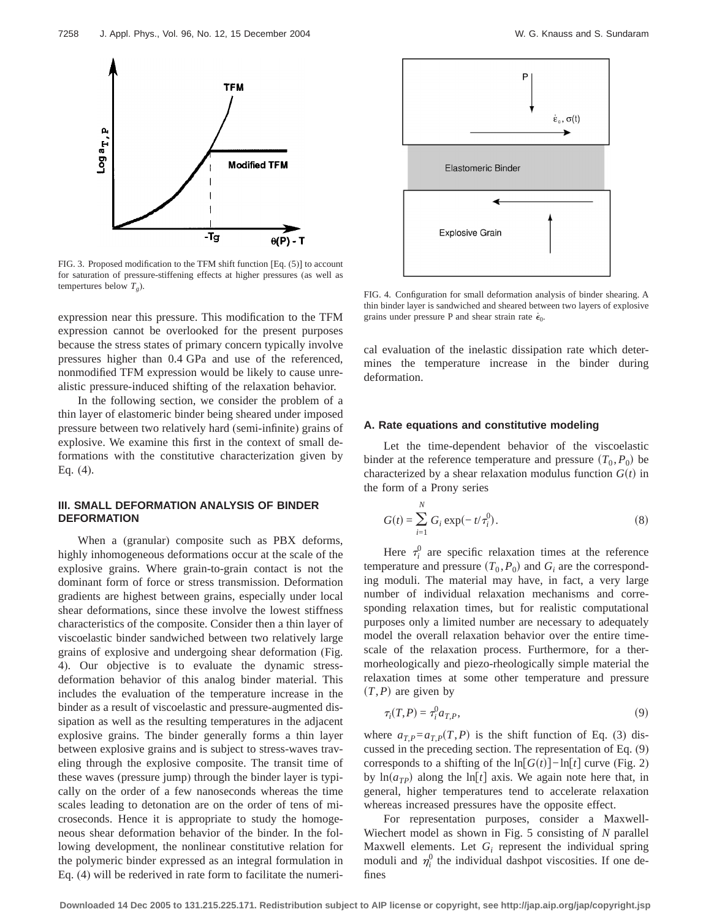FIG. 3. Proposed modification to the TFM shift function [Eq. (5)] to account for saturation of pressure-stiffening effects at higher pressures (as well as tempertures below $T_g$).

expression near this pressure. This modification to the TFM expression cannot be overlooked for the present purposes because the stress states of primary concern typically involve pressures higher than 0.4 GPa and use of the referenced, nonmodified TFM expression would be likely to cause unrealistic pressure-induced shifting of the relaxation behavior.

In the following section, we consider the problem of a thin layer of elastomeric binder being sheared under imposed pressure between two relatively hard (semi-infinite) grains of explosive. We examine this first in the context of small deformations with the constitutive characterization given by Eq. (4).

## III. SMALL DEFORMATION ANALYSIS OF BINDER DEFORMATION

When a (granular) composite such as PBX deforms, highly inhomogeneous deformations occur at the scale of the explosive grains. Where grain-to-grain contact is not the dominant form of force or stress transmission. Deformation gradients are highest between grains, especially under local shear deformations, since these involve the lowest stiffness characteristics of the composite. Consider then a thin layer of viscoelastic binder sandwiched between two relatively large grains of explosive and undergoing shear deformation (Fig. 4). Our objective is to evaluate the dynamic stress-deformation behavior of this analog binder material. This includes the evaluation of the temperature increase in the binder as a result of viscoelastic and pressure-augmented dissipation as well as the resulting temperatures in the adjacent explosive grains. The binder generally forms a thin layer between explosive grains and is subject to stress-waves traveling through the explosive composite. The transit time of these waves (pressure jump) through the binder layer is typically on the order of a few nanoseconds whereas the time scales leading to detonation are on the order of tens of microseconds. Hence it is appropriate to study the homogeneous shear deformation behavior of the binder. In the following development, the nonlinear constitutive relation for the polymeric binder expressed as an integral formulation in Eq. (4) will be rederived in rate form to facilitate the numerical evaluation of the inelastic dissipation rate which determines the temperature increase in the binder during deformation.

FIG. 4. Configuration for small deformation analysis of binder shearing. A thin binder layer is sandwiched and sheared between two layers of explosive grains under pressure P and shear strain rate $\dot{\epsilon}_0$.

### A. Rate equations and constitutive modeling

Let the time-dependent behavior of the viscoelastic binder at the reference temperature and pressure $(T_0, P_0)$ be characterized by a shear relaxation modulus function $G(t)$ in the form of a Prony series

$$G(t) = \sum_{i=1}^{N} G_i \exp(-t/\tau_i^0). \tag{8}$$

Here $\tau_i^0$ are specific relaxation times at the reference temperature and pressure $(T_0, P_0)$ and $G_i$ are the corresponding moduli. The material may have, in fact, a very large number of individual relaxation mechanisms and corresponding relaxation times, but for realistic computational purposes only a limited number are necessary to adequately model the overall relaxation behavior over the entire timescale of the relaxation process. Furthermore, for a thermorheologically and piezo-rheologically simple material the relaxation times at some other temperature and pressure $(T, P)$ are given by

$$\tau_i(T,P) = \tau_i^0 a_{T,P}, \tag{9}$$

where $a_{T,P} = a_{T,P}(T,P)$ is the shift function of Eq. (3) discussed in the preceding section. The representation of Eq. (9) corresponds to a shifting of the $\ln[G(t)] - \ln[t]$ curve (Fig. 2) by $\ln(a_{TP})$ along the $\ln[t]$ axis. We again note here that, in general, higher temperatures tend to accelerate relaxation whereas increased pressures have the opposite effect.

For representation purposes, consider a Maxwell-Wiechert model as shown in Fig. 5 consisting of $N$ parallel Maxwell elements. Let $G_i$ represent the individual spring moduli and $\eta_i^0$ the individual dashpot viscosities. If one defines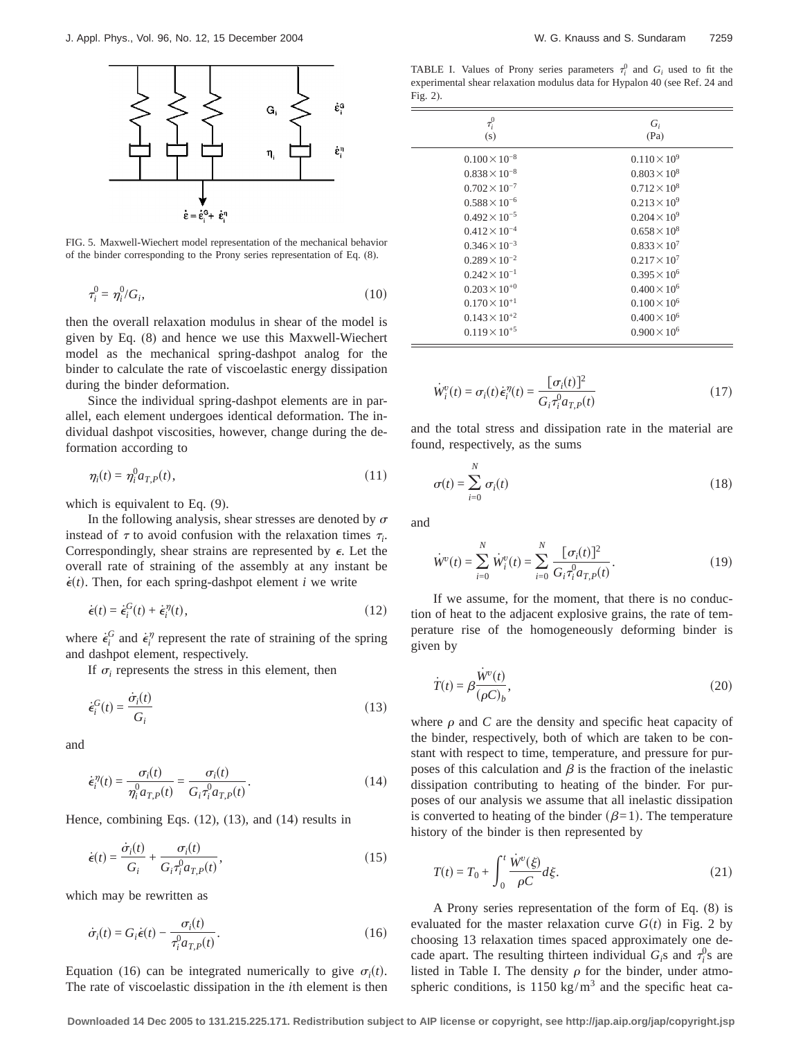FIG. 5. Maxwell-Wiechert model representation of the mechanical behavior of the binder corresponding to the Prony series representation of Eq. (8).

$$\tau_i^0 = \eta_i^0 / G_i, \tag{10}$$

then the overall relaxation modulus in shear of the model is given by Eq. (8) and hence we use this Maxwell-Wiechert model as the mechanical spring-dashpot analog for the binder to calculate the rate of viscoelastic energy dissipation during the binder deformation.

Since the individual spring-dashpot elements are in parallel, each element undergoes identical deformation. The individual dashpot viscosities, however, change during the deformation according to

$$\eta_i(t) = \eta_i^0 a_{T,P}(t), \tag{11}$$

which is equivalent to Eq. (9).

In the following analysis, shear stresses are denoted by $\sigma$ instead of $\tau$ to avoid confusion with the relaxation times $\tau_i$. Correspondingly, shear strains are represented by $\epsilon$. Let the overall rate of straining of the assembly at any instant be $\dot{\epsilon}(t)$. Then, for each spring-dashpot element $i$ we write

$$\dot{\epsilon}(t) = \dot{\epsilon}_i^G(t) + \dot{\epsilon}_i^\eta(t), \tag{12}$$

where $\dot{\epsilon}_i^G$ and $\dot{\epsilon}_i^\eta$ represent the rate of straining of the spring and dashpot element, respectively.

If $\sigma_i$ represents the stress in this element, then

$$\dot{\epsilon}_i^G(t) = \frac{\dot{\sigma}_i(t)}{G_i} \tag{13}$$

and

$$\dot{\epsilon}_i^\eta(t) = \frac{\sigma_i(t)}{\eta_i^0 a_{T,P}(t)} = \frac{\sigma_i(t)}{G_i \tau_i^0 a_{T,P}(t)}. \tag{14}$$

Hence, combining Eqs. (12), (13), and (14) results in

$$\dot{\epsilon}(t) = \frac{\dot{\sigma}_i(t)}{G_i} + \frac{\sigma_i(t)}{G_i \tau_i^0 a_{T,P}(t)}, \tag{15}$$

which may be rewritten as

$$\dot{\sigma}_i(t) = G_i \dot{\epsilon}(t) - \frac{\sigma_i(t)}{\tau_i^0 a_{T,P}(t)}. \tag{16}$$

Equation (16) can be integrated numerically to give $\sigma_i(t)$. The rate of viscoelastic dissipation in the $i$th element is then

$$\dot{W}_i^v(t) = \sigma_i(t)\dot{\epsilon}_i^\eta(t) = \frac{[\sigma_i(t)]^2}{G_i \tau_i^0 a_{T,P}(t)} \tag{17}$$

and the total stress and dissipation rate in the material are found, respectively, as the sums

$$\sigma(t) = \sum_{i=0}^{N} \sigma_i(t) \tag{18}$$

and

$$\dot{W}^v(t) = \sum_{i=0}^{N} \dot{W}_i^v(t) = \sum_{i=0}^{N} \frac{[\sigma_i(t)]^2}{G_i \tau_i^0 a_{T,P}(t)}. \tag{19}$$

If we assume, for the moment, that there is no conduction of heat to the adjacent explosive grains, the rate of temperature rise of the homogeneously deforming binder is given by

$$\dot{T}(t) = \beta \frac{\dot{W}^v(t)}{(\rho C)_b}, \tag{20}$$

where $\rho$ and $C$ are the density and specific heat capacity of the binder, respectively, both of which are taken to be constant with respect to time, temperature, and pressure for purposes of this calculation and $\beta$ is the fraction of the inelastic dissipation contributing to heating of the binder. For purposes of our analysis we assume that all inelastic dissipation is converted to heating of the binder ($\beta = 1$). The temperature history of the binder is then represented by

$$T(t) = T_0 + \int_0^t \frac{\dot{W}^v(\xi)}{\rho C} d\xi. \tag{21}$$

A Prony series representation of the form of Eq. (8) is evaluated for the master relaxation curve $G(t)$ in Fig. 2 by choosing 13 relaxation times spaced approximately one decade apart. The resulting thirteen individual $G_i$s and $\tau_i^0$s are listed in Table I. The density $\rho$ for the binder, under atmospheric conditions, is 1150 kg/m$^3$ and the specific heat ca-

TABLE I. Values of Prony series parameters $\tau_i^0$ and $G_i$ used to fit the experimental shear relaxation modulus data for Hypalon 40 (see Ref. 24 and Fig. 2).

| $\tau_i^0$ (s) | $G_i$ (Pa) |
|---|---|
| $0.100 \times 10^{-8}$ | $0.110 \times 10^{9}$ |
| $0.838 \times 10^{-8}$ | $0.803 \times 10^{8}$ |
| $0.702 \times 10^{-7}$ | $0.712 \times 10^{8}$ |
| $0.588 \times 10^{-6}$ | $0.213 \times 10^{9}$ |
| $0.492 \times 10^{-5}$ | $0.204 \times 10^{9}$ |
| $0.412 \times 10^{-4}$ | $0.658 \times 10^{8}$ |
| $0.346 \times 10^{-3}$ | $0.833 \times 10^{7}$ |
| $0.289 \times 10^{-2}$ | $0.217 \times 10^{7}$ |
| $0.242 \times 10^{-1}$ | $0.395 \times 10^{6}$ |
| $0.203 \times 10^{+0}$ | $0.400 \times 10^{6}$ |
| $0.170 \times 10^{+1}$ | $0.100 \times 10^{6}$ |
| $0.143 \times 10^{+2}$ | $0.400 \times 10^{6}$ |
| $0.119 \times 10^{+5}$ | $0.900 \times 10^{6}$ |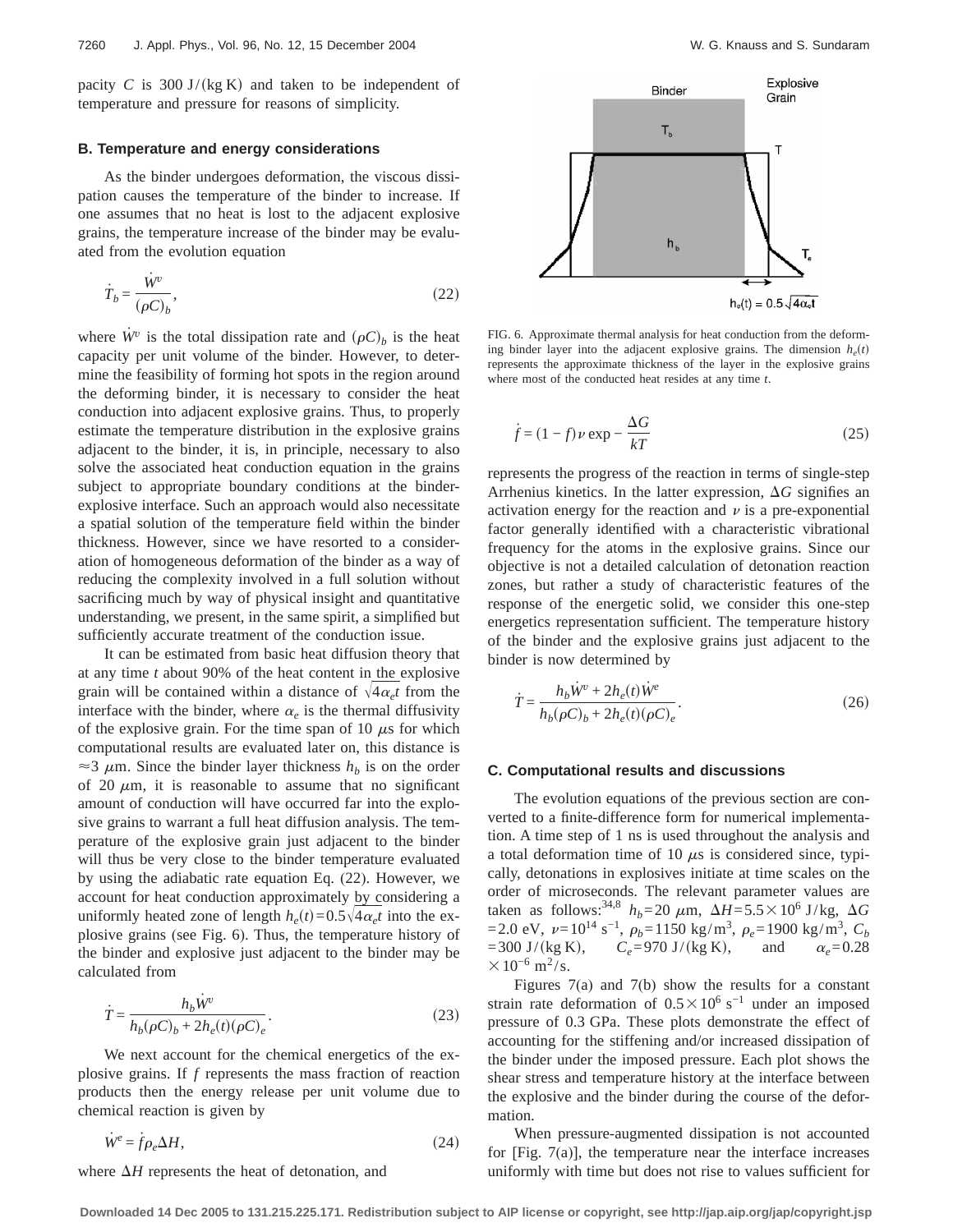pacity $C$ is 300 J/(kg K) and taken to be independent of temperature and pressure for reasons of simplicity.

### B. Temperature and energy considerations

As the binder undergoes deformation, the viscous dissipation causes the temperature of the binder to increase. If one assumes that no heat is lost to the adjacent explosive grains, the temperature increase of the binder may be evaluated from the evolution equation

$$\dot{T}_b = \frac{\dot{W}^v}{(\rho C)_b}, \tag{22}$$

where $\dot{W}^v$ is the total dissipation rate and $(\rho C)_b$ is the heat capacity per unit volume of the binder. However, to determine the feasibility of forming hot spots in the region around the deforming binder, it is necessary to consider the heat conduction into adjacent explosive grains. Thus, to properly estimate the temperature distribution in the explosive grains adjacent to the binder, it is, in principle, necessary to also solve the associated heat conduction equation in the grains subject to appropriate boundary conditions at the binder-explosive interface. Such an approach would also necessitate a spatial solution of the temperature field within the binder thickness. However, since we have resorted to a consideration of homogeneous deformation of the binder as a way of reducing the complexity involved in a full solution without sacrificing much by way of physical insight and quantitative understanding, we present, in the same spirit, a simplified but sufficiently accurate treatment of the conduction issue.

It can be estimated from basic heat diffusion theory that at any time $t$ about 90% of the heat content in the explosive grain will be contained within a distance of $\sqrt{4\alpha_e t}$ from the interface with the binder, where $\alpha_e$ is the thermal diffusivity of the explosive grain. For the time span of 10 $\mu$s for which computational results are evaluated later on, this distance is $\approx 3$ $\mu$m. Since the binder layer thickness $h_b$ is on the order of 20 $\mu$m, it is reasonable to assume that no significant amount of conduction will have occurred far into the explosive grains to warrant a full heat diffusion analysis. The temperature of the explosive grain just adjacent to the binder will thus be very close to the binder temperature evaluated by using the adiabatic rate equation Eq. (22). However, we account for heat conduction approximately by considering a uniformly heated zone of length $h_e(t) = 0.5\sqrt{4\alpha_e t}$ into the explosive grains (see Fig. 6). Thus, the temperature history of the binder and explosive just adjacent to the binder may be calculated from

$$\dot{T} = \frac{h_b \dot{W}^v}{h_b(\rho C)_b + 2h_e(t)(\rho C)_e}. \tag{23}$$

We next account for the chemical energetics of the explosive grains. If $f$ represents the mass fraction of reaction products then the energy release per unit volume due to chemical reaction is given by

$$\dot{W}^e = \dot{f}\rho_e \Delta H, \tag{24}$$

where $\Delta H$ represents the heat of detonation, and

FIG. 6. Approximate thermal analysis for heat conduction from the deforming binder layer into the adjacent explosive grains. The dimension $h_e(t)$ represents the approximate thickness of the layer in the explosive grains where most of the conducted heat resides at any time $t$.

$$\dot{f} = (1 - f)\nu \exp - \frac{\Delta G}{kT} \tag{25}$$

represents the progress of the reaction in terms of single-step Arrhenius kinetics. In the latter expression, $\Delta G$ signifies an activation energy for the reaction and $\nu$ is a pre-exponential factor generally identified with a characteristic vibrational frequency for the atoms in the explosive grains. Since our objective is not a detailed calculation of detonation reaction zones, but rather a study of characteristic features of the response of the energetic solid, we consider this one-step energetics representation sufficient. The temperature history of the binder and the explosive grains just adjacent to the binder is now determined by

$$\dot{T} = \frac{h_b \dot{W}^v + 2h_e(t)\dot{W}^e}{h_b(\rho C)_b + 2h_e(t)(\rho C)_e}. \tag{26}$$

### C. Computational results and discussions

The evolution equations of the previous section are converted to a finite-difference form for numerical implementation. A time step of 1 ns is used throughout the analysis and a total deformation time of 10 $\mu$s is considered since, typically, detonations in explosives initiate at time scales on the order of microseconds. The relevant parameter values are taken as follows:[34,8] $h_b = 20$ $\mu$m, $\Delta H = 5.5 \times 10^6$ J/kg, $\Delta G = 2.0$ eV, $\nu = 10^{14}$ s$^{-1}$, $\rho_b = 1150$ kg/m$^3$, $\rho_e = 1900$ kg/m$^3$, $C_b = 300$ J/(kg K), $C_e = 970$ J/(kg K), and $\alpha_e = 0.28 \times 10^{-6}$ m$^2$/s.

Figures 7(a) and 7(b) show the results for a constant strain rate deformation of $0.5 \times 10^6$ s$^{-1}$ under an imposed pressure of 0.3 GPa. These plots demonstrate the effect of accounting for the stiffening and/or increased dissipation of the binder under the imposed pressure. Each plot shows the shear stress and temperature history at the interface between the explosive and the binder during the course of the deformation.

When pressure-augmented dissipation is not accounted for [Fig. 7(a)], the temperature near the interface increases uniformly with time but does not rise to values sufficient for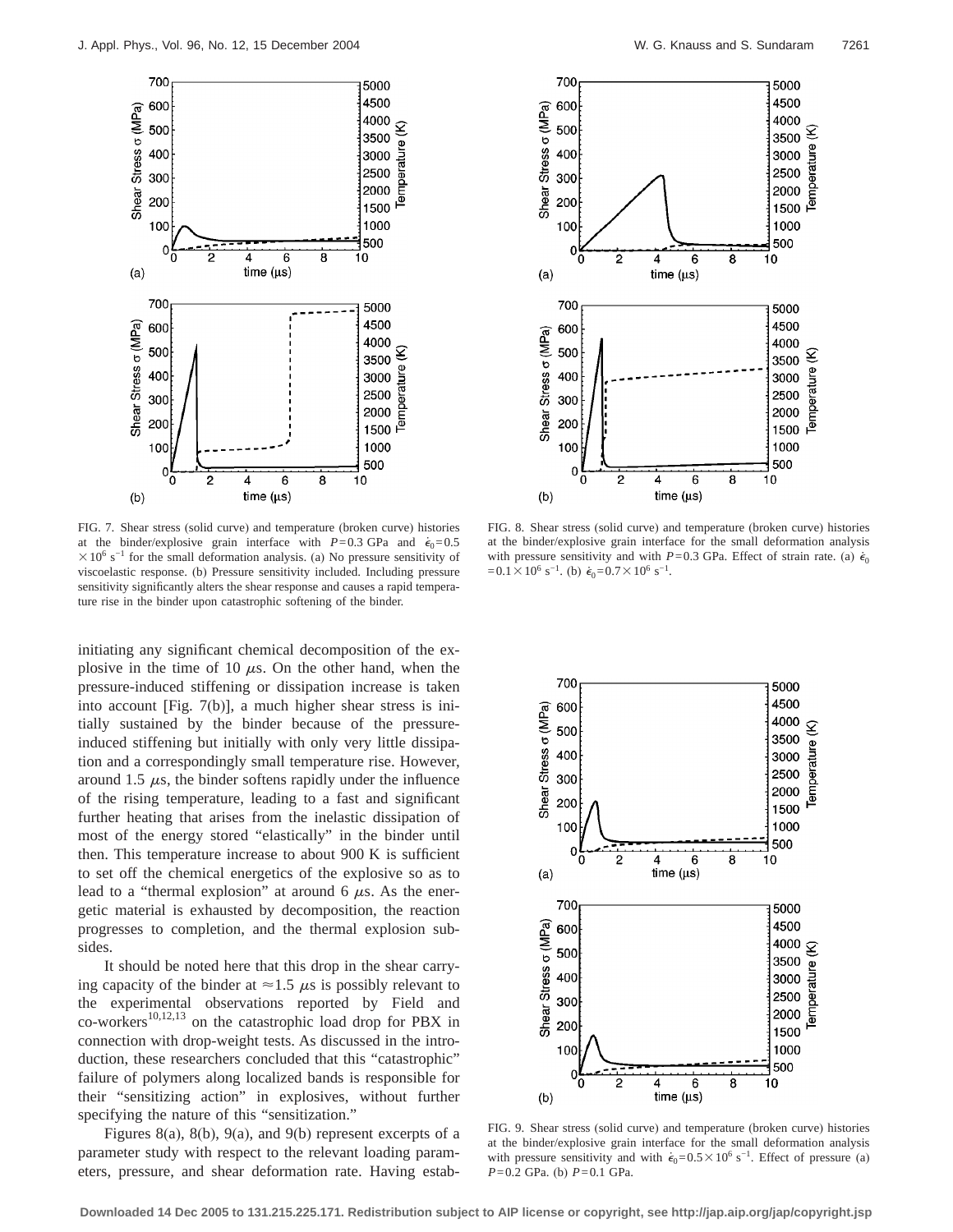FIG. 7. Shear stress (solid curve) and temperature (broken curve) histories at the binder/explosive grain interface with $P=0.3$ GPa and $\dot{\epsilon}_0=0.5\times10^6$ s$^{-1}$ for the small deformation analysis. (a) No pressure sensitivity of viscoelastic response. (b) Pressure sensitivity included. Including pressure sensitivity significantly alters the shear response and causes a rapid temperature rise in the binder upon catastrophic softening of the binder.

FIG. 8. Shear stress (solid curve) and temperature (broken curve) histories at the binder/explosive grain interface for the small deformation analysis with pressure sensitivity and with $P=0.3$ GPa. Effect of strain rate. (a) $\dot{\epsilon}_0=0.1\times10^6$ s$^{-1}$. (b) $\dot{\epsilon}_0=0.7\times10^6$ s$^{-1}$.

initiating any significant chemical decomposition of the explosive in the time of 10 $\mu$s. On the other hand, when the pressure-induced stiffening or dissipation increase is taken into account [Fig. 7(b)], a much higher shear stress is initially sustained by the binder because of the pressure-induced stiffening but initially with only very little dissipation and a correspondingly small temperature rise. However, around 1.5 $\mu$s, the binder softens rapidly under the influence of the rising temperature, leading to a fast and significant further heating that arises from the inelastic dissipation of most of the energy stored "elastically" in the binder until then. This temperature increase to about 900 K is sufficient to set off the chemical energetics of the explosive so as to lead to a "thermal explosion" at around 6 $\mu$s. As the energetic material is exhausted by decomposition, the reaction progresses to completion, and the thermal explosion subsides.

It should be noted here that this drop in the shear carrying capacity of the binder at $\approx 1.5$ $\mu$s is possibly relevant to the experimental observations reported by Field and co-workers[10,12,13] on the catastrophic load drop for PBX in connection with drop-weight tests. As discussed in the introduction, these researchers concluded that this "catastrophic" failure of polymers along localized bands is responsible for their "sensitizing action" in explosives, without further specifying the nature of this "sensitization."

Figures 8(a), 8(b), 9(a), and 9(b) represent excerpts of a parameter study with respect to the relevant loading parameters, pressure, and shear deformation rate. Having estab-

FIG. 9. Shear stress (solid curve) and temperature (broken curve) histories at the binder/explosive grain interface for the small deformation analysis with pressure sensitivity and with $\dot{\epsilon}_0=0.5\times10^6$ s$^{-1}$. Effect of pressure (a) $P=0.2$ GPa. (b) $P=0.1$ GPa.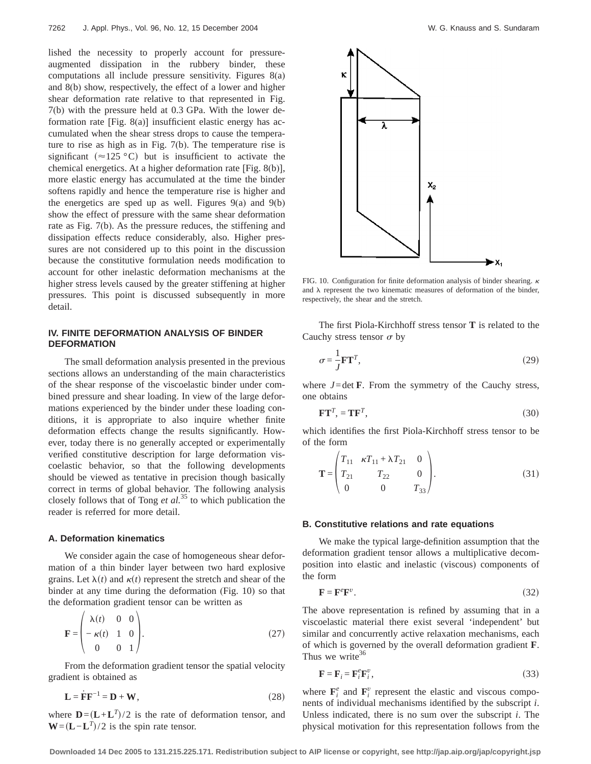lished the necessity to properly account for pressure-augmented dissipation in the rubbery binder, these computations all include pressure sensitivity. Figures 8(a) and 8(b) show, respectively, the effect of a lower and higher shear deformation rate relative to that represented in Fig. 7(b) with the pressure held at 0.3 GPa. With the lower deformation rate [Fig. 8(a)] insufficient elastic energy has accumulated when the shear stress drops to cause the temperature to rise as high as in Fig. 7(b). The temperature rise is significant ($\approx 125$ °C) but is insufficient to activate the chemical energetics. At a higher deformation rate [Fig. 8(b)], more elastic energy has accumulated at the time the binder softens rapidly and hence the temperature rise is higher and the energetics are sped up as well. Figures 9(a) and 9(b) show the effect of pressure with the same shear deformation rate as Fig. 7(b). As the pressure reduces, the stiffening and dissipation effects reduce considerably, also. Higher pressures are not considered up to this point in the discussion because the constitutive formulation needs modification to account for other inelastic deformation mechanisms at the higher stress levels caused by the greater stiffening at higher pressures. This point is discussed subsequently in more detail.

## IV. FINITE DEFORMATION ANALYSIS OF BINDER DEFORMATION

The small deformation analysis presented in the previous sections allows an understanding of the main characteristics of the shear response of the viscoelastic binder under combined pressure and shear loading. In view of the large deformations experienced by the binder under these loading conditions, it is appropriate to also inquire whether finite deformation effects change the results significantly. However, today there is no generally accepted or experimentally verified constitutive description for large deformation viscoelastic behavior, so that the following developments should be viewed as tentative in precision though basically correct in terms of global behavior. The following analysis closely follows that of Tong *et al.*[35] to which publication the reader is referred for more detail.

### A. Deformation kinematics

We consider again the case of homogeneous shear deformation of a thin binder layer between two hard explosive grains. Let $\lambda(t)$ and $\kappa(t)$ represent the stretch and shear of the binder at any time during the deformation (Fig. 10) so that the deformation gradient tensor can be written as

$$\mathbf{F} = \begin{pmatrix} \lambda(t) & 0 & 0 \\ -\kappa(t) & 1 & 0 \\ 0 & 0 & 1 \end{pmatrix}. \tag{27}$$

From the deformation gradient tensor the spatial velocity gradient is obtained as

$$\mathbf{L} = \dot{\mathbf{F}}\mathbf{F}^{-1} = \mathbf{D} + \mathbf{W}, \tag{28}$$

where $\mathbf{D} = (\mathbf{L} + \mathbf{L}^T)/2$ is the rate of deformation tensor, and $\mathbf{W} = (\mathbf{L} - \mathbf{L}^T)/2$ is the spin rate tensor.

FIG. 10. Configuration for finite deformation analysis of binder shearing. $\kappa$ and $\lambda$ represent the two kinematic measures of deformation of the binder, respectively, the shear and the stretch.

The first Piola-Kirchhoff stress tensor $\mathbf{T}$ is related to the Cauchy stress tensor $\sigma$ by

$$\sigma = \frac{1}{J}\mathbf{F}\mathbf{T}^T, \tag{29}$$

where $J = \det \mathbf{F}$. From the symmetry of the Cauchy stress, one obtains

$$\mathbf{F}\mathbf{T}^T, = \mathbf{T}\mathbf{F}^T, \tag{30}$$

which identifies the first Piola-Kirchhoff stress tensor to be of the form

$$\mathbf{T} = \begin{pmatrix} T_{11} & \kappa T_{11} + \lambda T_{21} & 0 \\ T_{21} & T_{22} & 0 \\ 0 & 0 & T_{33} \end{pmatrix}. \tag{31}$$

### B. Constitutive relations and rate equations

We make the typical large-definition assumption that the deformation gradient tensor allows a multiplicative decomposition into elastic and inelastic (viscous) components of the form

$$\mathbf{F} = \mathbf{F}^e\mathbf{F}^v. \tag{32}$$

The above representation is refined by assuming that in a viscoelastic material there exist several 'independent' but similar and concurrently active relaxation mechanisms, each of which is governed by the overall deformation gradient $\mathbf{F}$. Thus we write[36]

$$\mathbf{F} = \mathbf{F}_i = \mathbf{F}_i^e\mathbf{F}_i^v, \tag{33}$$

where $\mathbf{F}_i^e$ and $\mathbf{F}_i^v$ represent the elastic and viscous components of individual mechanisms identified by the subscript $i$. Unless indicated, there is no sum over the subscript $i$. The physical motivation for this representation follows from the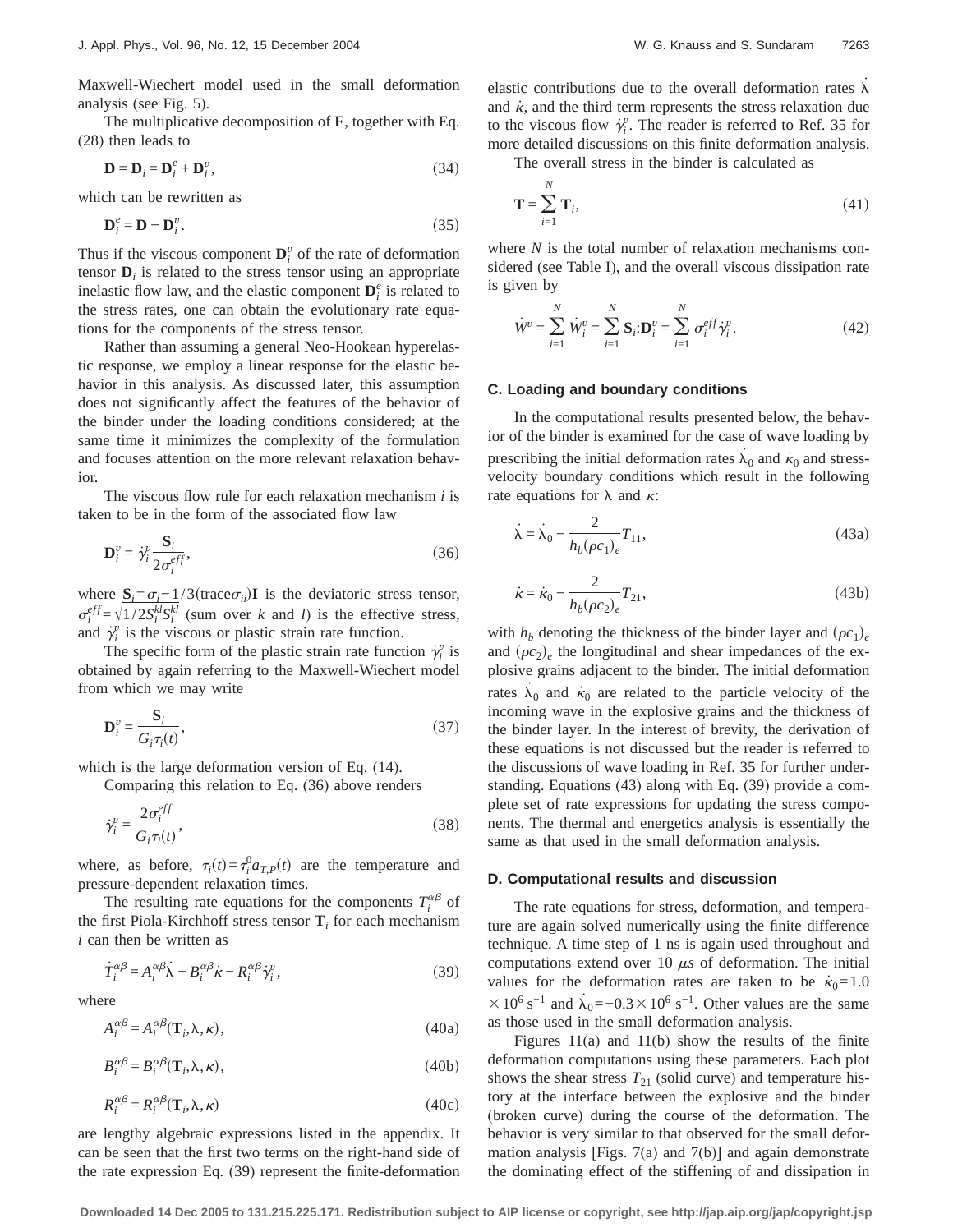Maxwell-Wiechert model used in the small deformation analysis (see Fig. 5).

The multiplicative decomposition of $\mathbf{F}$, together with Eq. (28) then leads to

$$\mathbf{D} = \mathbf{D}_i = \mathbf{D}_i^e + \mathbf{D}_i^v, \tag{34}$$

which can be rewritten as

$$\mathbf{D}_i^e = \mathbf{D} - \mathbf{D}_i^v. \tag{35}$$

Thus if the viscous component $\mathbf{D}_i^v$ of the rate of deformation tensor $\mathbf{D}_i$ is related to the stress tensor using an appropriate inelastic flow law, and the elastic component $\mathbf{D}_i^e$ is related to the stress rates, one can obtain the evolutionary rate equations for the components of the stress tensor.

Rather than assuming a general Neo-Hookean hyperelastic response, we employ a linear response for the elastic behavior in this analysis. As discussed later, this assumption does not significantly affect the features of the behavior of the binder under the loading conditions considered; at the same time it minimizes the complexity of the formulation and focuses attention on the more relevant relaxation behavior.

The viscous flow rule for each relaxation mechanism $i$ is taken to be in the form of the associated flow law

$$\mathbf{D}_i^v = \dot{\gamma}_i^v \frac{\mathbf{S}_i}{2\sigma_i^{eff}}, \tag{36}$$

where $\mathbf{S}_i = \sigma_i - 1/3(\text{trace}\,\sigma_{ii})\mathbf{I}$ is the deviatoric stress tensor, $\sigma_i^{eff} = \sqrt{1/2 S_i^{kl} S_i^{kl}}$ (sum over $k$ and $l$) is the effective stress, and $\dot{\gamma}_i^v$ is the viscous or plastic strain rate function.

The specific form of the plastic strain rate function $\dot{\gamma}_i^v$ is obtained by again referring to the Maxwell-Wiechert model from which we may write

$$\mathbf{D}_i^v = \frac{\mathbf{S}_i}{G_i \tau_i(t)}, \tag{37}$$

which is the large deformation version of Eq. (14).

Comparing this relation to Eq. (36) above renders

$$\dot{\gamma}_i^v = \frac{2\sigma_i^{eff}}{G_i \tau_i(t)}, \tag{38}$$

where, as before, $\tau_i(t) = \tau_i^0 a_{T,P}(t)$ are the temperature and pressure-dependent relaxation times.

The resulting rate equations for the components $T_i^{\alpha\beta}$ of the first Piola-Kirchhoff stress tensor $\mathbf{T}_i$ for each mechanism $i$ can then be written as

$$\dot{T}_i^{\alpha\beta} = A_i^{\alpha\beta}\dot{\lambda} + B_i^{\alpha\beta}\dot{\kappa} - R_i^{\alpha\beta}\dot{\gamma}_i^v, \tag{39}$$

where

$$A_i^{\alpha\beta} = A_i^{\alpha\beta}(\mathbf{T}_i, \lambda, \kappa), \tag{40a}$$

$$B_i^{\alpha\beta} = B_i^{\alpha\beta}(\mathbf{T}_i, \lambda, \kappa), \tag{40b}$$

$$R_i^{\alpha\beta} = R_i^{\alpha\beta}(\mathbf{T}_i, \lambda, \kappa) \tag{40c}$$

are lengthy algebraic expressions listed in the appendix. It can be seen that the first two terms on the right-hand side of the rate expression Eq. (39) represent the finite-deformation elastic contributions due to the overall deformation rates $\dot{\lambda}$ and $\dot{\kappa}$, and the third term represents the stress relaxation due to the viscous flow $\dot{\gamma}_i^v$. The reader is referred to Ref. 35 for more detailed discussions on this finite deformation analysis.

The overall stress in the binder is calculated as

$$\mathbf{T} = \sum_{i=1}^{N} \mathbf{T}_i, \tag{41}$$

where $N$ is the total number of relaxation mechanisms considered (see Table I), and the overall viscous dissipation rate is given by

$$\dot{W}^v = \sum_{i=1}^{N} \dot{W}_i^v = \sum_{i=1}^{N} \mathbf{S}_i : \mathbf{D}_i^v = \sum_{i=1}^{N} \sigma_i^{eff} \dot{\gamma}_i^v. \tag{42}$$

### C. Loading and boundary conditions

In the computational results presented below, the behavior of the binder is examined for the case of wave loading by prescribing the initial deformation rates $\dot{\lambda}_0$ and $\dot{\kappa}_0$ and stress-velocity boundary conditions which result in the following rate equations for $\lambda$ and $\kappa$:

$$\dot{\lambda} = \dot{\lambda}_0 - \frac{2}{h_b(\rho c_1)_e} T_{11}, \tag{43a}$$

$$\dot{\kappa} = \dot{\kappa}_0 - \frac{2}{h_b(\rho c_2)_e} T_{21}, \tag{43b}$$

with $h_b$ denoting the thickness of the binder layer and $(\rho c_1)_e$ and $(\rho c_2)_e$ the longitudinal and shear impedances of the explosive grains adjacent to the binder. The initial deformation rates $\dot{\lambda}_0$ and $\dot{\kappa}_0$ are related to the particle velocity of the incoming wave in the explosive grains and the thickness of the binder layer. In the interest of brevity, the derivation of these equations is not discussed but the reader is referred to the discussions of wave loading in Ref. 35 for further understanding. Equations (43) along with Eq. (39) provide a complete set of rate expressions for updating the stress components. The thermal and energetics analysis is essentially the same as that used in the small deformation analysis.

### D. Computational results and discussion

The rate equations for stress, deformation, and temperature are again solved numerically using the finite difference technique. A time step of 1 ns is again used throughout and computations extend over 10 $\mu s$ of deformation. The initial values for the deformation rates are taken to be $\dot{\kappa}_0 = 1.0 \times 10^6\ \text{s}^{-1}$ and $\dot{\lambda}_0 = -0.3 \times 10^6\ \text{s}^{-1}$. Other values are the same as those used in the small deformation analysis.

Figures 11(a) and 11(b) show the results of the finite deformation computations using these parameters. Each plot shows the shear stress $T_{21}$ (solid curve) and temperature history at the interface between the explosive and the binder (broken curve) during the course of the deformation. The behavior is very similar to that observed for the small deformation analysis [Figs. 7(a) and 7(b)] and again demonstrate the dominating effect of the stiffening of and dissipation in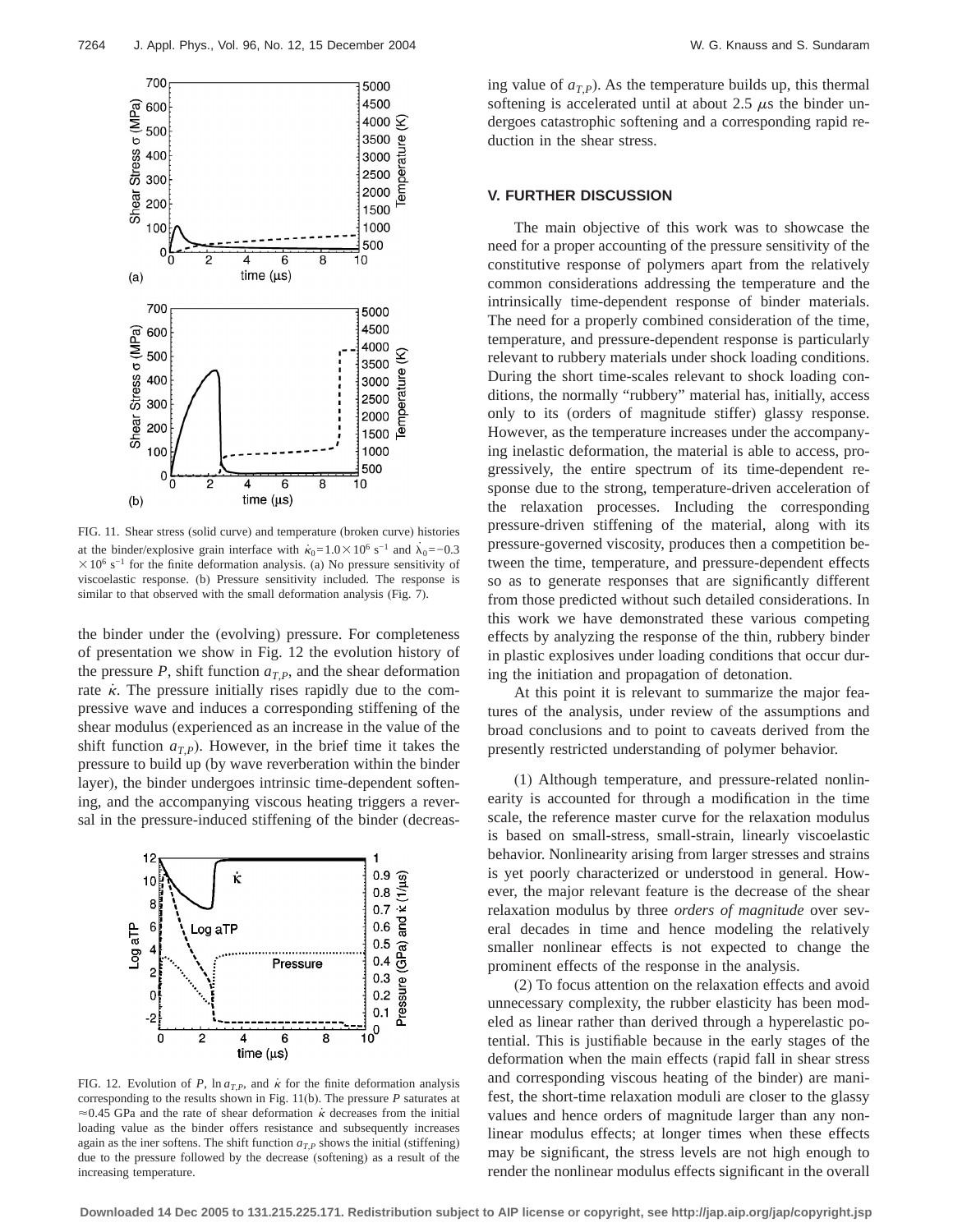700
600
500
400
300
200
100
0
Shear Stress σ (MPa)
5000
4500
4000
3500
3000
2500
2000
1500
1000
500
Temperature (K)
0 2 4 6 8 10
time (μs)
(a)

700
600
500
400
300
200
100
0
Shear Stress σ (MPa)
5000
4500
4000
3500
3000
2500
2000
1500
1000
500
Temperature (K)
0 2 4 6 8 10
time (μs)
(b)

FIG. 11. Shear stress (solid curve) and temperature (broken curve) histories at the binder/explosive grain interface with $\dot{\kappa}_0 = 1.0 \times 10^6\ \mathrm{s}^{-1}$ and $\dot{\lambda}_0 = -0.3 \times 10^6\ \mathrm{s}^{-1}$ for the finite deformation analysis. (a) No pressure sensitivity of viscoelastic response. (b) Pressure sensitivity included. The response is similar to that observed with the small deformation analysis (Fig. 7).

the binder under the (evolving) pressure. For completeness of presentation we show in Fig. 12 the evolution history of the pressure $P$, shift function $a_{T,P}$, and the shear deformation rate $\dot{\kappa}$. The pressure initially rises rapidly due to the compressive wave and induces a corresponding stiffening of the shear modulus (experienced as an increase in the value of the shift function $a_{T,P}$). However, in the brief time it takes the pressure to build up (by wave reverberation within the binder layer), the binder undergoes intrinsic time-dependent softening, and the accompanying viscous heating triggers a reversal in the pressure-induced stiffening of the binder (decreasing value of $a_{T,P}$). As the temperature builds up, this thermal softening is accelerated until at about 2.5 $\mu$s the binder undergoes catastrophic softening and a corresponding rapid reduction in the shear stress.

12
10
8
6
4
2
0
-2
Log aTP
$\dot{\kappa}$
Log aTP
Pressure
1
0.9
0.8
0.7
0.6
0.5
0.4
0.3
0.2
0.1
0
Pressure (GPa) and $\dot{\kappa}$ (1/μs)
0 2 4 6 8 10
time (μs)

FIG. 12. Evolution of $P$, $\ln a_{T,P}$, and $\dot{\kappa}$ for the finite deformation analysis corresponding to the results shown in Fig. 11(b). The pressure $P$ saturates at $\approx$0.45 GPa and the rate of shear deformation $\dot{\kappa}$ decreases from the initial loading value as the binder offers resistance and subsequently increases again as the iner softens. The shift function $a_{T,P}$ shows the initial (stiffening) due to the pressure followed by the decrease (softening) as a result of the increasing temperature.

## V. FURTHER DISCUSSION

The main objective of this work was to showcase the need for a proper accounting of the pressure sensitivity of the constitutive response of polymers apart from the relatively common considerations addressing the temperature and the intrinsically time-dependent response of binder materials. The need for a properly combined consideration of the time, temperature, and pressure-dependent response is particularly relevant to rubbery materials under shock loading conditions. During the short time-scales relevant to shock loading conditions, the normally "rubbery" material has, initially, access only to its (orders of magnitude stiffer) glassy response. However, as the temperature increases under the accompanying inelastic deformation, the material is able to access, progressively, the entire spectrum of its time-dependent response due to the strong, temperature-driven acceleration of the relaxation processes. Including the corresponding pressure-driven stiffening of the material, along with its pressure-governed viscosity, produces then a competition between the time, temperature, and pressure-dependent effects so as to generate responses that are significantly different from those predicted without such detailed considerations. In this work we have demonstrated these various competing effects by analyzing the response of the thin, rubbery binder in plastic explosives under loading conditions that occur during the initiation and propagation of detonation.

At this point it is relevant to summarize the major features of the analysis, under review of the assumptions and broad conclusions and to point to caveats derived from the presently restricted understanding of polymer behavior.

(1) Although temperature, and pressure-related nonlinearity is accounted for through a modification in the time scale, the reference master curve for the relaxation modulus is based on small-stress, small-strain, linearly viscoelastic behavior. Nonlinearity arising from larger stresses and strains is yet poorly characterized or understood in general. However, the major relevant feature is the decrease of the shear relaxation modulus by three *orders of magnitude* over several decades in time and hence modeling the relatively smaller nonlinear effects is not expected to change the prominent effects of the response in the analysis.

(2) To focus attention on the relaxation effects and avoid unnecessary complexity, the rubber elasticity has been modeled as linear rather than derived through a hyperelastic potential. This is justifiable because in the early stages of the deformation when the main effects (rapid fall in shear stress and corresponding viscous heating of the binder) are manifest, the short-time relaxation moduli are closer to the glassy values and hence orders of magnitude larger than any nonlinear modulus effects; at longer times when these effects may be significant, the stress levels are not high enough to render the nonlinear modulus effects significant in the overall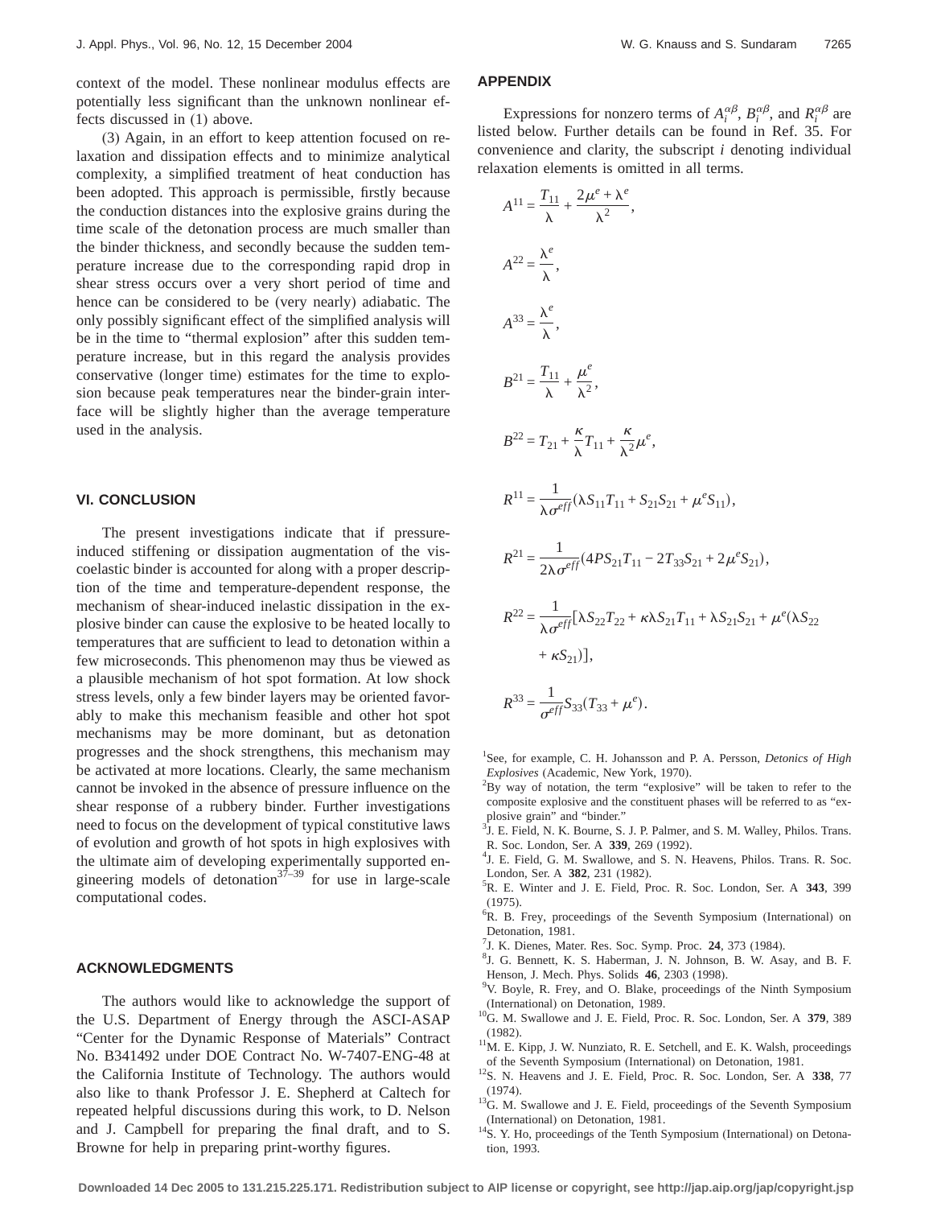context of the model. These nonlinear modulus effects are potentially less significant than the unknown nonlinear effects discussed in (1) above.

(3) Again, in an effort to keep attention focused on relaxation and dissipation effects and to minimize analytical complexity, a simplified treatment of heat conduction has been adopted. This approach is permissible, firstly because the conduction distances into the explosive grains during the time scale of the detonation process are much smaller than the binder thickness, and secondly because the sudden temperature increase due to the corresponding rapid drop in shear stress occurs over a very short period of time and hence can be considered to be (very nearly) adiabatic. The only possibly significant effect of the simplified analysis will be in the time to "thermal explosion" after this sudden temperature increase, but in this regard the analysis provides conservative (longer time) estimates for the time to explosion because peak temperatures near the binder-grain interface will be slightly higher than the average temperature used in the analysis.

## VI. CONCLUSION

The present investigations indicate that if pressure-induced stiffening or dissipation augmentation of the viscoelastic binder is accounted for along with a proper description of the time and temperature-dependent response, the mechanism of shear-induced inelastic dissipation in the explosive binder can cause the explosive to be heated locally to temperatures that are sufficient to lead to detonation within a few microseconds. This phenomenon may thus be viewed as a plausible mechanism of hot spot formation. At low shock stress levels, only a few binder layers may be oriented favorably to make this mechanism feasible and other hot spot mechanisms may be more dominant, but as detonation progresses and the shock strengthens, this mechanism may be activated at more locations. Clearly, the same mechanism cannot be invoked in the absence of pressure influence on the shear response of a rubbery binder. Further investigations need to focus on the development of typical constitutive laws of evolution and growth of hot spots in high explosives with the ultimate aim of developing experimentally supported engineering models of detonation[37–39] for use in large-scale computational codes.

## ACKNOWLEDGMENTS

The authors would like to acknowledge the support of the U.S. Department of Energy through the ASCI-ASAP "Center for the Dynamic Response of Materials" Contract No. B341492 under DOE Contract No. W-7407-ENG-48 at the California Institute of Technology. The authors would also like to thank Professor J. E. Shepherd at Caltech for repeated helpful discussions during this work, to D. Nelson and J. Campbell for preparing the final draft, and to S. Browne for help in preparing print-worthy figures.

## APPENDIX

Expressions for nonzero terms of $A_i^{\alpha\beta}$, $B_i^{\alpha\beta}$, and $R_i^{\alpha\beta}$ are listed below. Further details can be found in Ref. 35. For convenience and clarity, the subscript $i$ denoting individual relaxation elements is omitted in all terms.

$$A^{11} = \frac{T_{11}}{\lambda} + \frac{2\mu^e + \lambda^e}{\lambda^2},$$

$$A^{22} = \frac{\lambda^e}{\lambda},$$

$$A^{33} = \frac{\lambda^e}{\lambda},$$

$$B^{21} = \frac{T_{11}}{\lambda} + \frac{\mu^e}{\lambda^2},$$

$$B^{22} = T_{21} + \frac{\kappa}{\lambda}T_{11} + \frac{\kappa}{\lambda^2}\mu^e,$$

$$R^{11} = \frac{1}{\lambda\sigma^{eff}}(\lambda S_{11}T_{11} + S_{21}S_{21} + \mu^e S_{11}),$$

$$R^{21} = \frac{1}{2\lambda\sigma^{eff}}(4PS_{21}T_{11} - 2T_{33}S_{21} + 2\mu^e S_{21}),$$

$$R^{22} = \frac{1}{\lambda\sigma^{eff}}[\lambda S_{22}T_{22} + \kappa\lambda S_{21}T_{11} + \lambda S_{21}S_{21} + \mu^e(\lambda S_{22} + \kappa S_{21})],$$

$$R^{33} = \frac{1}{\sigma^{eff}}S_{33}(T_{33} + \mu^e).$$

[1] See, for example, C. H. Johansson and P. A. Persson, *Detonics of High Explosives* (Academic, New York, 1970).

[2] By way of notation, the term "explosive" will be taken to refer to the composite explosive and the constituent phases will be referred to as "explosive grain" and "binder."

[3] J. E. Field, N. K. Bourne, S. J. P. Palmer, and S. M. Walley, Philos. Trans. R. Soc. London, Ser. A **339**, 269 (1992).

[4] J. E. Field, G. M. Swallowe, and S. N. Heavens, Philos. Trans. R. Soc. London, Ser. A **382**, 231 (1982).

[5] R. E. Winter and J. E. Field, Proc. R. Soc. London, Ser. A **343**, 399 (1975).

[6] R. B. Frey, proceedings of the Seventh Symposium (International) on Detonation, 1981.

[7] J. K. Dienes, Mater. Res. Soc. Symp. Proc. **24**, 373 (1984).

[8] J. G. Bennett, K. S. Haberman, J. N. Johnson, B. W. Asay, and B. F. Henson, J. Mech. Phys. Solids **46**, 2303 (1998).

[9] V. Boyle, R. Frey, and O. Blake, proceedings of the Ninth Symposium (International) on Detonation, 1989.

[10] G. M. Swallowe and J. E. Field, Proc. R. Soc. London, Ser. A **379**, 389 (1982).

[11] M. E. Kipp, J. W. Nunziato, R. E. Setchell, and E. K. Walsh, proceedings of the Seventh Symposium (International) on Detonation, 1981.

[12] S. N. Heavens and J. E. Field, Proc. R. Soc. London, Ser. A **338**, 77 (1974).

[13] G. M. Swallowe and J. E. Field, proceedings of the Seventh Symposium (International) on Detonation, 1981.

[14] S. Y. Ho, proceedings of the Tenth Symposium (International) on Detonation, 1993.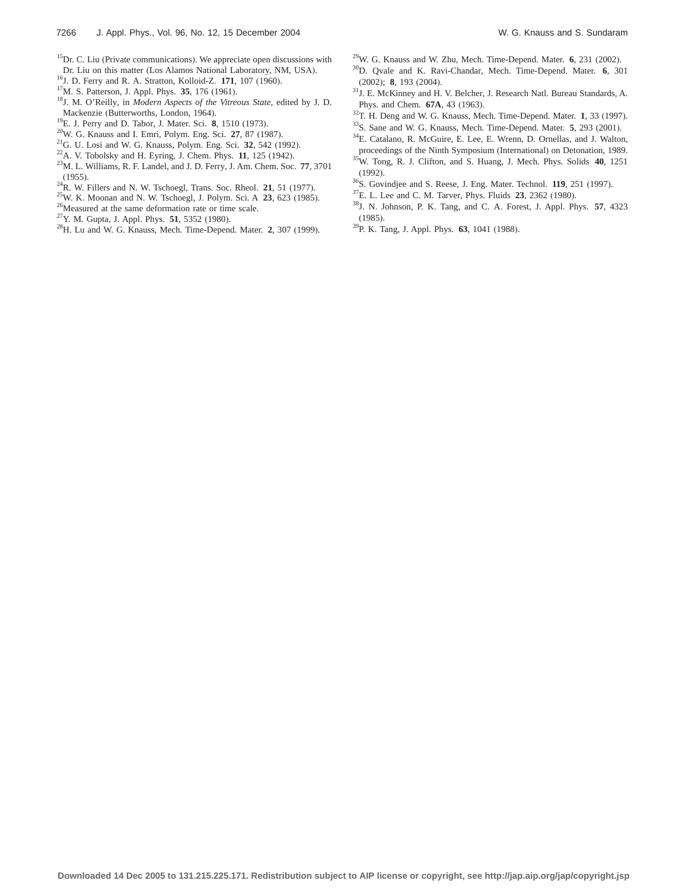[15]Dr. C. Liu (Private communications). We appreciate open discussions with Dr. Liu on this matter (Los Alamos National Laboratory, NM, USA).

[16]J. D. Ferry and R. A. Stratton, Kolloid-Z. **171**, 107 (1960).

[17]M. S. Patterson, J. Appl. Phys. **35**, 176 (1961).

[18]J. M. O'Reilly, in *Modern Aspects of the Vitreous State*, edited by J. D. Mackenzie (Butterworths, London, 1964).

[19]E. J. Perry and D. Tabor, J. Mater. Sci. **8**, 1510 (1973).

[20]W. G. Knauss and I. Emri, Polym. Eng. Sci. **27**, 87 (1987).

[21]G. U. Losi and W. G. Knauss, Polym. Eng. Sci. **32**, 542 (1992).

[22]A. V. Tobolsky and H. Eyring, J. Chem. Phys. **11**, 125 (1942).

[23]M. L. Williams, R. F. Landel, and J. D. Ferry, J. Am. Chem. Soc. **77**, 3701 (1955).

[24]R. W. Fillers and N. W. Tschoegl, Trans. Soc. Rheol. **21**, 51 (1977).

[25]W. K. Moonan and N. W. Tschoegl, J. Polym. Sci. A **23**, 623 (1985).

[26]Measured at the same deformation rate or time scale.

[27]Y. M. Gupta, J. Appl. Phys. **51**, 5352 (1980).

[28]H. Lu and W. G. Knauss, Mech. Time-Depend. Mater. **2**, 307 (1999).

[29]W. G. Knauss and W. Zhu, Mech. Time-Depend. Mater. **6**, 231 (2002).

[30]D. Qvale and K. Ravi-Chandar, Mech. Time-Depend. Mater. **6**, 301 (2002); **8**, 193 (2004).

[31]J. E. McKinney and H. V. Belcher, J. Research Natl. Bureau Standards, A. Phys. and Chem. **67A**, 43 (1963).

[32]T. H. Deng and W. G. Knauss, Mech. Time-Depend. Mater. **1**, 33 (1997).

[33]S. Sane and W. G. Knauss, Mech. Time-Depend. Mater. **5**, 293 (2001).

[34]E. Catalano, R. McGuire, E. Lee, E. Wrenn, D. Ornellas, and J. Walton, proceedings of the Ninth Symposium (International) on Detonation, 1989.

[35]W. Tong, R. J. Clifton, and S. Huang, J. Mech. Phys. Solids **40**, 1251 (1992).

[36]S. Govindjee and S. Reese, J. Eng. Mater. Technol. **119**, 251 (1997).

[37]E. L. Lee and C. M. Tarver, Phys. Fluids **23**, 2362 (1980).

[38]J. N. Johnson, P. K. Tang, and C. A. Forest, J. Appl. Phys. **57**, 4323 (1985).

[39]P. K. Tang, J. Appl. Phys. **63**, 1041 (1988).